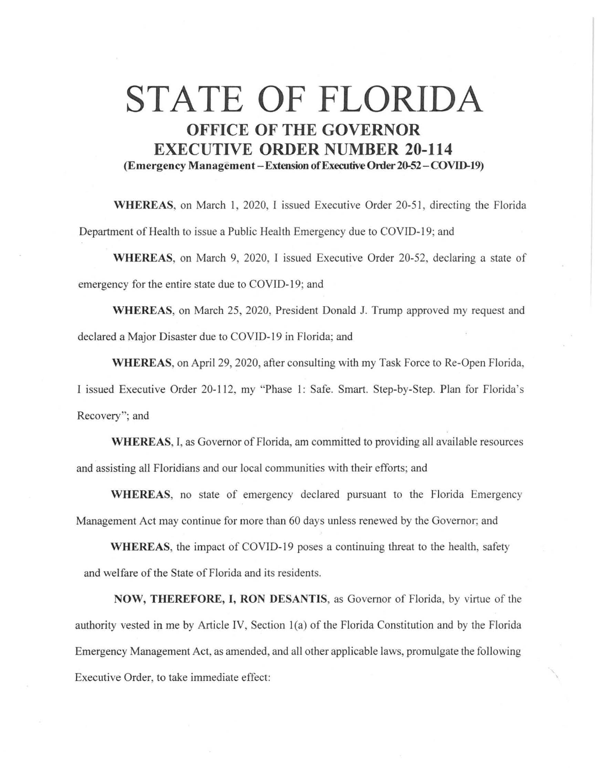# STATE OF FLORIDA

## OFFICE OF THE GOVERNOR

## EXECUTIVE ORDER NUMBER 20-114

**(Emergency Management – Extension of Executive Order 20-52 – COVID-19)**

**WHEREAS**, on March 1, 2020, I issued Executive Order 20-51, directing the Florida Department of Health to issue a Public Health Emergency due to COVID-19; and

**WHEREAS**, on March 9, 2020, I issued Executive Order 20-52, declaring a state of emergency for the entire state due to COVID-19; and

**WHEREAS**, on March 25, 2020, President Donald J. Trump approved my request and declared a Major Disaster due to COVID-19 in Florida; and

**WHEREAS**, on April 29, 2020, after consulting with my Task Force to Re-Open Florida, I issued Executive Order 20-112, my "Phase 1: Safe. Smart. Step-by-Step. Plan for Florida's Recovery"; and

**WHEREAS**, I, as Governor of Florida, am committed to providing all available resources and assisting all Floridians and our local communities with their efforts; and

**WHEREAS**, no state of emergency declared pursuant to the Florida Emergency Management Act may continue for more than 60 days unless renewed by the Governor; and

**WHEREAS**, the impact of COVID-19 poses a continuing threat to the health, safety and welfare of the State of Florida and its residents.

**NOW, THEREFORE, I, RON DESANTIS**, as Governor of Florida, by virtue of the authority vested in me by Article IV, Section 1(a) of the Florida Constitution and by the Florida Emergency Management Act, as amended, and all other applicable laws, promulgate the following Executive Order, to take immediate effect: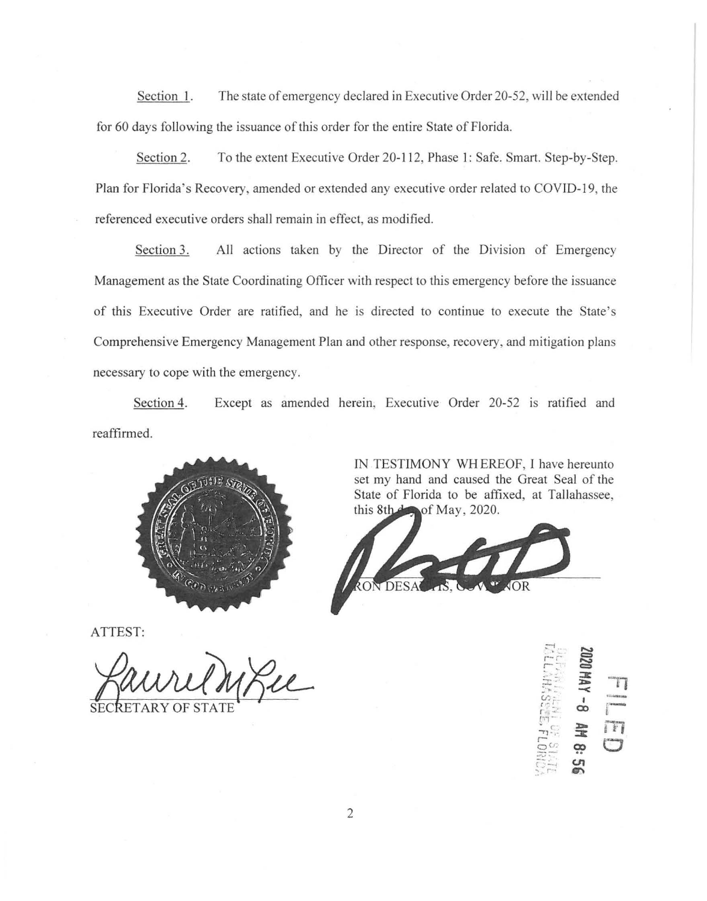<u>Section 1</u>. The state of emergency declared in Executive Order 20-52, will be extended for 60 days following the issuance of this order for the entire State of Florida.

<u>Section 2</u>. To the extent Executive Order 20-112, Phase 1: Safe. Smart. Step-by-Step. Plan for Florida's Recovery, amended or extended any executive order related to COVID-19, the referenced executive orders shall remain in effect, as modified.

<u>Section 3.</u> All actions taken by the Director of the Division of Emergency Management as the State Coordinating Officer with respect to this emergency before the issuance of this Executive Order are ratified, and he is directed to continue to execute the State's Comprehensive Emergency Management Plan and other response, recovery, and mitigation plans necessary to cope with the emergency.

<u>Section 4</u>. Except as amended herein, Executive Order 20-52 is ratified and reaffirmed.

IN TESTIMONY WHEREOF, I have hereunto set my hand and caused the Great Seal of the State of Florida to be affixed, at Tallahassee, this 8th day of May, 2020.

RON DESANTIS, GOVERNOR

ATTEST:

SECRETARY OF STATE

FILED

2020 MAY -8 AM 8:56

DEPARTMENT OF STATE
TALLAHASSEE, FLORIDA